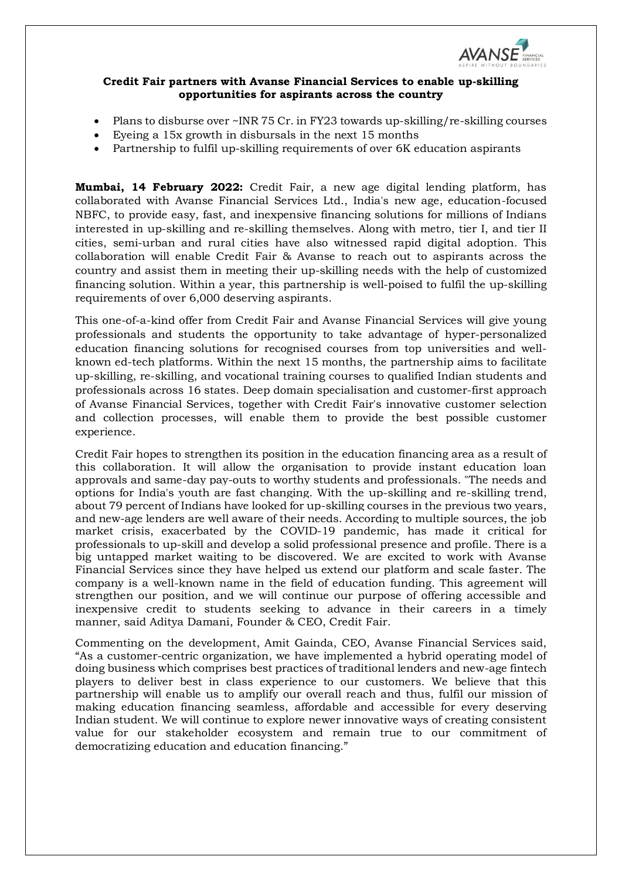**Credit Fair partners with Avanse Financial Services to enable up-skilling opportunities for aspirants across the country**

- Plans to disburse over ~INR 75 Cr. in FY23 towards up-skilling/re-skilling courses
- Eyeing a 15x growth in disbursals in the next 15 months
- Partnership to fulfil up-skilling requirements of over 6K education aspirants

**Mumbai, 14 February 2022:** Credit Fair, a new age digital lending platform, has collaborated with Avanse Financial Services Ltd., India's new age, education-focused NBFC, to provide easy, fast, and inexpensive financing solutions for millions of Indians interested in up-skilling and re-skilling themselves. Along with metro, tier I, and tier II cities, semi-urban and rural cities have also witnessed rapid digital adoption. This collaboration will enable Credit Fair & Avanse to reach out to aspirants across the country and assist them in meeting their up-skilling needs with the help of customized financing solution. Within a year, this partnership is well-poised to fulfil the up-skilling requirements of over 6,000 deserving aspirants.

This one-of-a-kind offer from Credit Fair and Avanse Financial Services will give young professionals and students the opportunity to take advantage of hyper-personalized education financing solutions for recognised courses from top universities and well-known ed-tech platforms. Within the next 15 months, the partnership aims to facilitate up-skilling, re-skilling, and vocational training courses to qualified Indian students and professionals across 16 states. Deep domain specialisation and customer-first approach of Avanse Financial Services, together with Credit Fair's innovative customer selection and collection processes, will enable them to provide the best possible customer experience.

Credit Fair hopes to strengthen its position in the education financing area as a result of this collaboration. It will allow the organisation to provide instant education loan approvals and same-day pay-outs to worthy students and professionals. "The needs and options for India's youth are fast changing. With the up-skilling and re-skilling trend, about 79 percent of Indians have looked for up-skilling courses in the previous two years, and new-age lenders are well aware of their needs. According to multiple sources, the job market crisis, exacerbated by the COVID-19 pandemic, has made it critical for professionals to up-skill and develop a solid professional presence and profile. There is a big untapped market waiting to be discovered. We are excited to work with Avanse Financial Services since they have helped us extend our platform and scale faster. The company is a well-known name in the field of education funding. This agreement will strengthen our position, and we will continue our purpose of offering accessible and inexpensive credit to students seeking to advance in their careers in a timely manner, said Aditya Damani, Founder & CEO, Credit Fair.

Commenting on the development, Amit Gainda, CEO, Avanse Financial Services said, "As a customer-centric organization, we have implemented a hybrid operating model of doing business which comprises best practices of traditional lenders and new-age fintech players to deliver best in class experience to our customers. We believe that this partnership will enable us to amplify our overall reach and thus, fulfil our mission of making education financing seamless, affordable and accessible for every deserving Indian student. We will continue to explore newer innovative ways of creating consistent value for our stakeholder ecosystem and remain true to our commitment of democratizing education and education financing."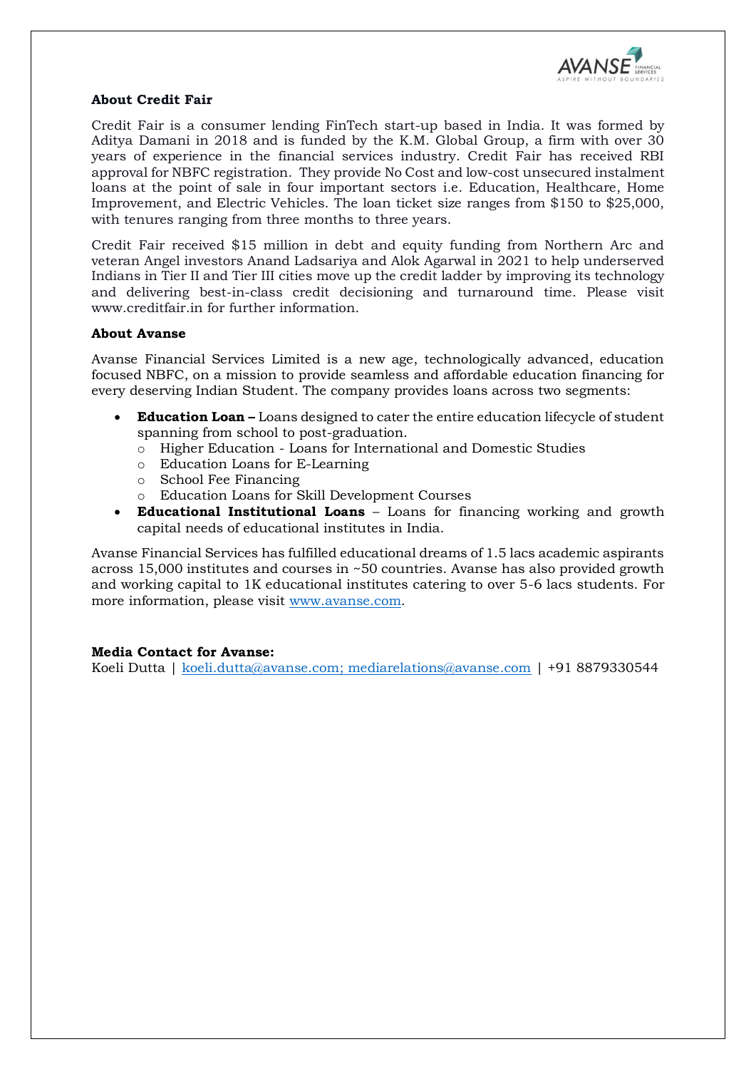**About Credit Fair**

Credit Fair is a consumer lending FinTech start-up based in India. It was formed by Aditya Damani in 2018 and is funded by the K.M. Global Group, a firm with over 30 years of experience in the financial services industry. Credit Fair has received RBI approval for NBFC registration. They provide No Cost and low-cost unsecured instalment loans at the point of sale in four important sectors i.e. Education, Healthcare, Home Improvement, and Electric Vehicles. The loan ticket size ranges from $150 to $25,000, with tenures ranging from three months to three years.

Credit Fair received $15 million in debt and equity funding from Northern Arc and veteran Angel investors Anand Ladsariya and Alok Agarwal in 2021 to help underserved Indians in Tier II and Tier III cities move up the credit ladder by improving its technology and delivering best-in-class credit decisioning and turnaround time. Please visit www.creditfair.in for further information.

**About Avanse**

Avanse Financial Services Limited is a new age, technologically advanced, education focused NBFC, on a mission to provide seamless and affordable education financing for every deserving Indian Student. The company provides loans across two segments:

- **Education Loan –** Loans designed to cater the entire education lifecycle of student spanning from school to post-graduation.
  - Higher Education - Loans for International and Domestic Studies
  - Education Loans for E-Learning
  - School Fee Financing
  - Education Loans for Skill Development Courses
- **Educational Institutional Loans** – Loans for financing working and growth capital needs of educational institutes in India.

Avanse Financial Services has fulfilled educational dreams of 1.5 lacs academic aspirants across 15,000 institutes and courses in ~50 countries. Avanse has also provided growth and working capital to 1K educational institutes catering to over 5-6 lacs students. For more information, please visit www.avanse.com.

**Media Contact for Avanse:**
Koeli Dutta | koeli.dutta@avanse.com; mediarelations@avanse.com | +91 8879330544